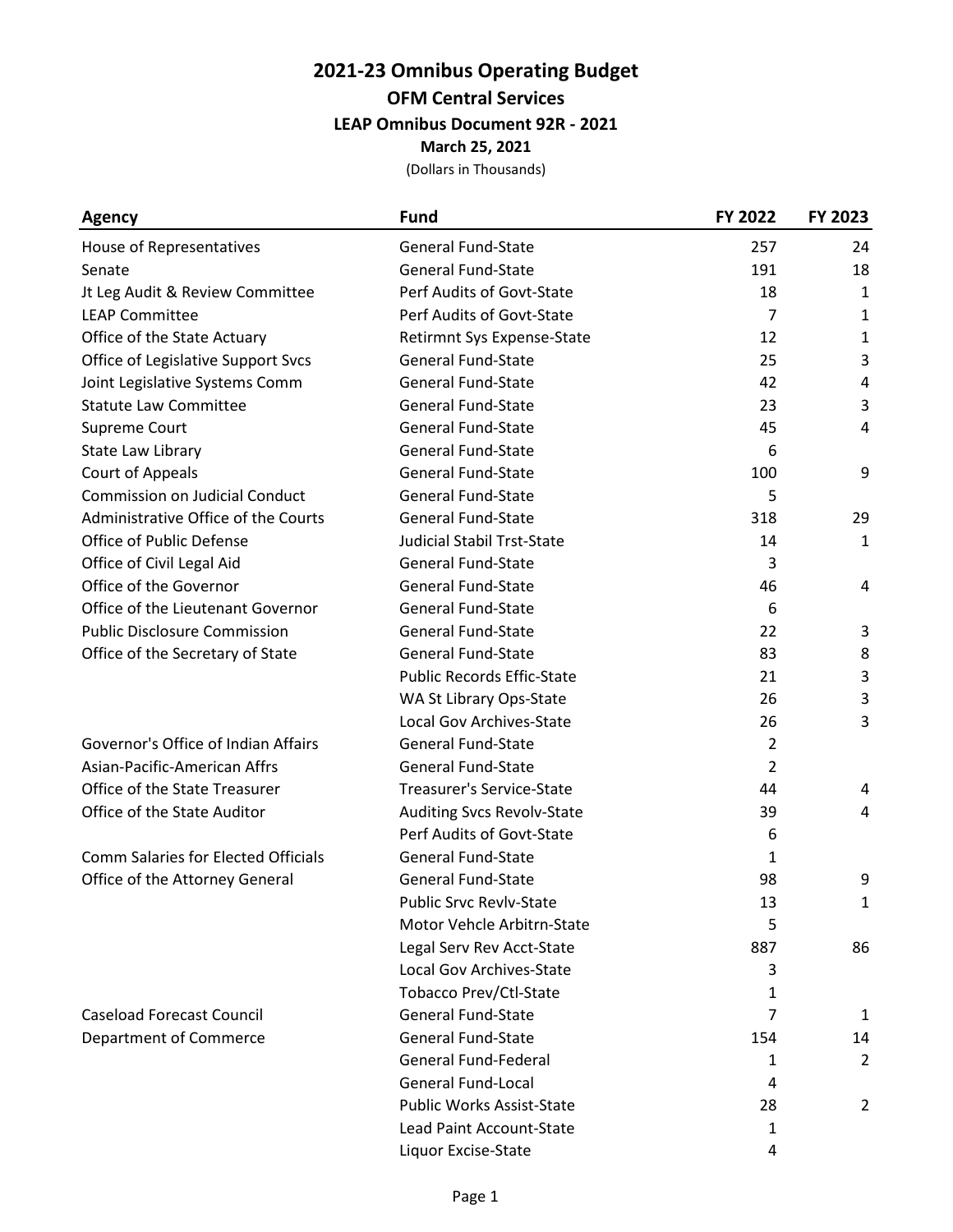# 2021-23 Omnibus Operating Budget

## OFM Central Services

### LEAP Omnibus Document 92R - 2021

**March 25, 2021**

(Dollars in Thousands)

| Agency | Fund | FY 2022 | FY 2023 |
|---|---|---|---|
| House of Representatives | General Fund-State | 257 | 24 |
| Senate | General Fund-State | 191 | 18 |
| Jt Leg Audit & Review Committee | Perf Audits of Govt-State | 18 | 1 |
| LEAP Committee | Perf Audits of Govt-State | 7 | 1 |
| Office of the State Actuary | Retirmnt Sys Expense-State | 12 | 1 |
| Office of Legislative Support Svcs | General Fund-State | 25 | 3 |
| Joint Legislative Systems Comm | General Fund-State | 42 | 4 |
| Statute Law Committee | General Fund-State | 23 | 3 |
| Supreme Court | General Fund-State | 45 | 4 |
| State Law Library | General Fund-State | 6 | |
| Court of Appeals | General Fund-State | 100 | 9 |
| Commission on Judicial Conduct | General Fund-State | 5 | |
| Administrative Office of the Courts | General Fund-State | 318 | 29 |
| Office of Public Defense | Judicial Stabil Trst-State | 14 | 1 |
| Office of Civil Legal Aid | General Fund-State | 3 | |
| Office of the Governor | General Fund-State | 46 | 4 |
| Office of the Lieutenant Governor | General Fund-State | 6 | |
| Public Disclosure Commission | General Fund-State | 22 | 3 |
| Office of the Secretary of State | General Fund-State | 83 | 8 |
| | Public Records Effic-State | 21 | 3 |
| | WA St Library Ops-State | 26 | 3 |
| | Local Gov Archives-State | 26 | 3 |
| Governor's Office of Indian Affairs | General Fund-State | 2 | |
| Asian-Pacific-American Affrs | General Fund-State | 2 | |
| Office of the State Treasurer | Treasurer's Service-State | 44 | 4 |
| Office of the State Auditor | Auditing Svcs Revolv-State | 39 | 4 |
| | Perf Audits of Govt-State | 6 | |
| Comm Salaries for Elected Officials | General Fund-State | 1 | |
| Office of the Attorney General | General Fund-State | 98 | 9 |
| | Public Srvc Revlv-State | 13 | 1 |
| | Motor Vehcle Arbitrn-State | 5 | |
| | Legal Serv Rev Acct-State | 887 | 86 |
| | Local Gov Archives-State | 3 | |
| | Tobacco Prev/Ctl-State | 1 | |
| Caseload Forecast Council | General Fund-State | 7 | 1 |
| Department of Commerce | General Fund-State | 154 | 14 |
| | General Fund-Federal | 1 | 2 |
| | General Fund-Local | 4 | |
| | Public Works Assist-State | 28 | 2 |
| | Lead Paint Account-State | 1 | |
| | Liquor Excise-State | 4 | |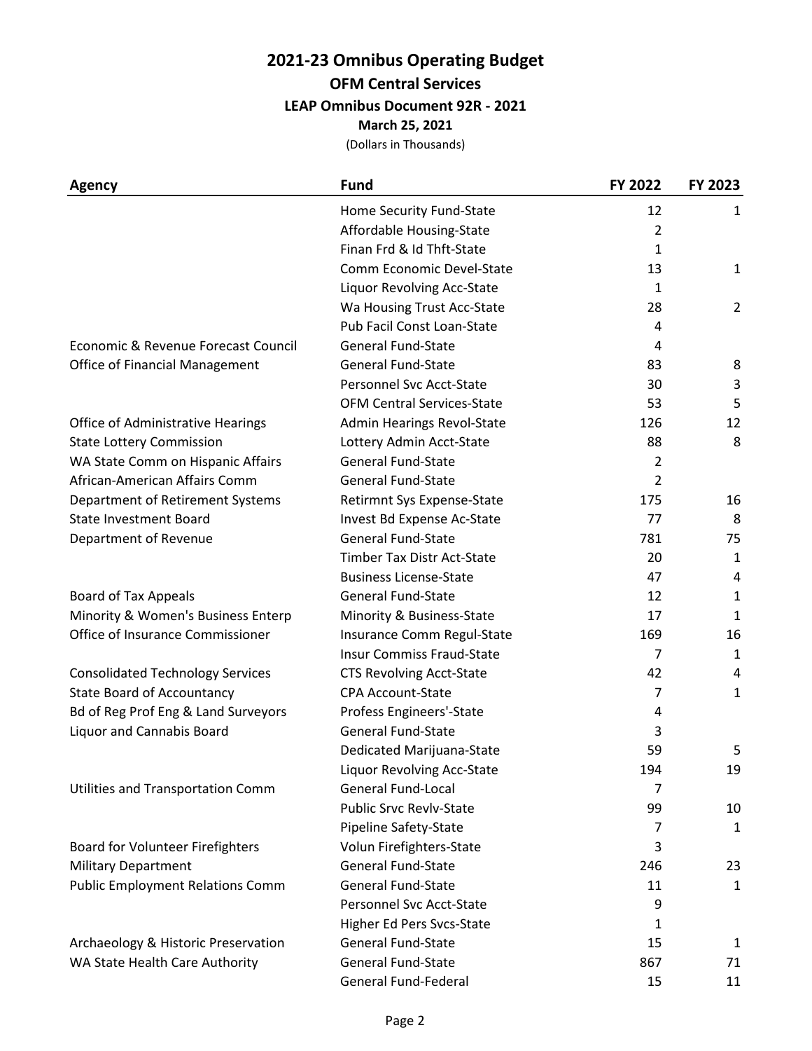# 2021-23 Omnibus Operating Budget

## OFM Central Services

### LEAP Omnibus Document 92R - 2021

**March 25, 2021**

(Dollars in Thousands)

| Agency | Fund | FY 2022 | FY 2023 |
|---|---|---|---|
| | Home Security Fund-State | 12 | 1 |
| | Affordable Housing-State | 2 | |
| | Finan Frd & Id Thft-State | 1 | |
| | Comm Economic Devel-State | 13 | 1 |
| | Liquor Revolving Acc-State | 1 | |
| | Wa Housing Trust Acc-State | 28 | 2 |
| | Pub Facil Const Loan-State | 4 | |
| Economic & Revenue Forecast Council | General Fund-State | 4 | |
| Office of Financial Management | General Fund-State | 83 | 8 |
| | Personnel Svc Acct-State | 30 | 3 |
| | OFM Central Services-State | 53 | 5 |
| Office of Administrative Hearings | Admin Hearings Revol-State | 126 | 12 |
| State Lottery Commission | Lottery Admin Acct-State | 88 | 8 |
| WA State Comm on Hispanic Affairs | General Fund-State | 2 | |
| African-American Affairs Comm | General Fund-State | 2 | |
| Department of Retirement Systems | Retirmnt Sys Expense-State | 175 | 16 |
| State Investment Board | Invest Bd Expense Ac-State | 77 | 8 |
| Department of Revenue | General Fund-State | 781 | 75 |
| | Timber Tax Distr Act-State | 20 | 1 |
| | Business License-State | 47 | 4 |
| Board of Tax Appeals | General Fund-State | 12 | 1 |
| Minority & Women's Business Enterp | Minority & Business-State | 17 | 1 |
| Office of Insurance Commissioner | Insurance Comm Regul-State | 169 | 16 |
| | Insur Commiss Fraud-State | 7 | 1 |
| Consolidated Technology Services | CTS Revolving Acct-State | 42 | 4 |
| State Board of Accountancy | CPA Account-State | 7 | 1 |
| Bd of Reg Prof Eng & Land Surveyors | Profess Engineers'-State | 4 | |
| Liquor and Cannabis Board | General Fund-State | 3 | |
| | Dedicated Marijuana-State | 59 | 5 |
| | Liquor Revolving Acc-State | 194 | 19 |
| Utilities and Transportation Comm | General Fund-Local | 7 | |
| | Public Srvc Revlv-State | 99 | 10 |
| | Pipeline Safety-State | 7 | 1 |
| Board for Volunteer Firefighters | Volun Firefighters-State | 3 | |
| Military Department | General Fund-State | 246 | 23 |
| Public Employment Relations Comm | General Fund-State | 11 | 1 |
| | Personnel Svc Acct-State | 9 | |
| | Higher Ed Pers Svcs-State | 1 | |
| Archaeology & Historic Preservation | General Fund-State | 15 | 1 |
| WA State Health Care Authority | General Fund-State | 867 | 71 |
| | General Fund-Federal | 15 | 11 |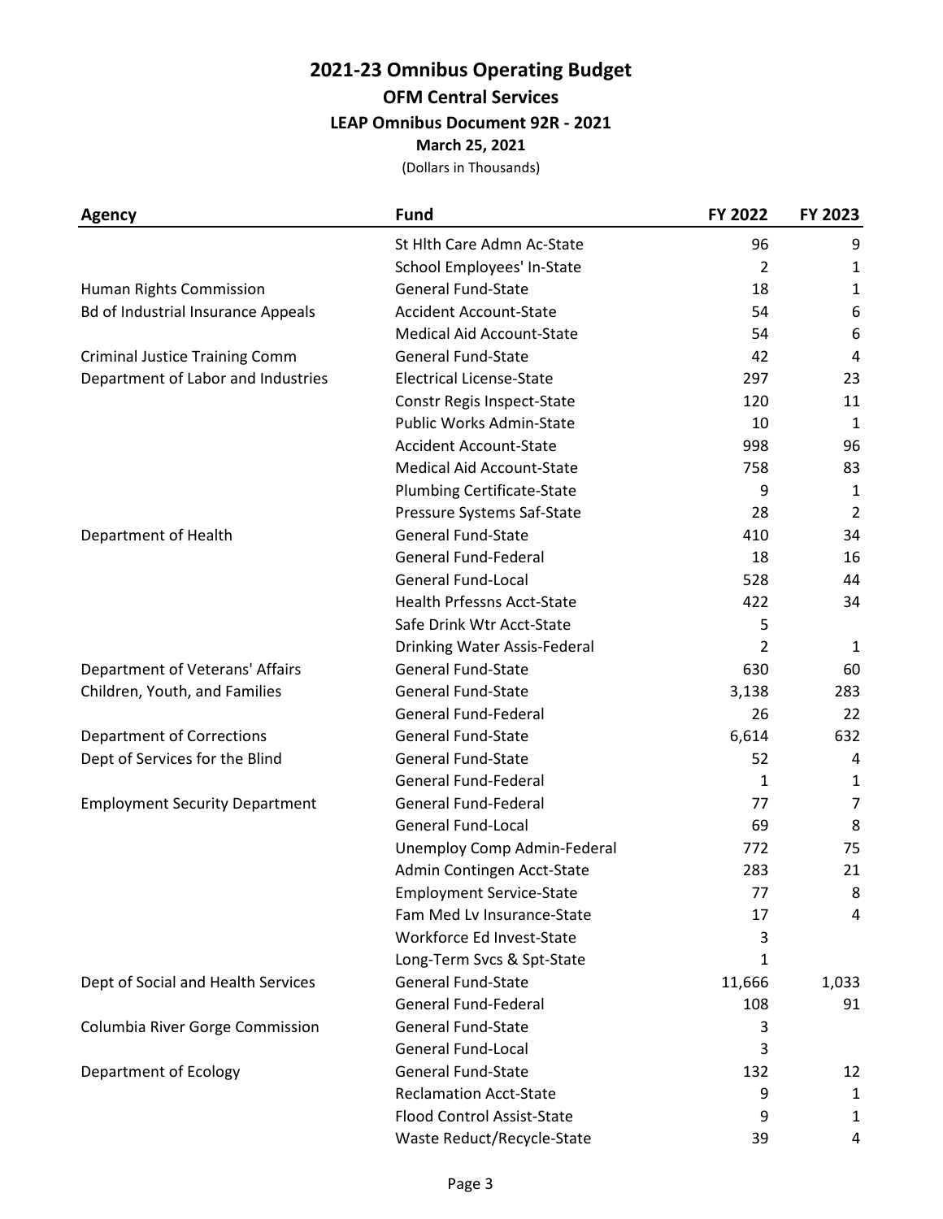# 2021-23 Omnibus Operating Budget

## OFM Central Services

### LEAP Omnibus Document 92R - 2021

**March 25, 2021**

(Dollars in Thousands)

| Agency | Fund | FY 2022 | FY 2023 |
|---|---|---|---|
| | St Hlth Care Admn Ac-State | 96 | 9 |
| | School Employees' In-State | 2 | 1 |
| Human Rights Commission | General Fund-State | 18 | 1 |
| Bd of Industrial Insurance Appeals | Accident Account-State | 54 | 6 |
| | Medical Aid Account-State | 54 | 6 |
| Criminal Justice Training Comm | General Fund-State | 42 | 4 |
| Department of Labor and Industries | Electrical License-State | 297 | 23 |
| | Constr Regis Inspect-State | 120 | 11 |
| | Public Works Admin-State | 10 | 1 |
| | Accident Account-State | 998 | 96 |
| | Medical Aid Account-State | 758 | 83 |
| | Plumbing Certificate-State | 9 | 1 |
| | Pressure Systems Saf-State | 28 | 2 |
| Department of Health | General Fund-State | 410 | 34 |
| | General Fund-Federal | 18 | 16 |
| | General Fund-Local | 528 | 44 |
| | Health Prfessns Acct-State | 422 | 34 |
| | Safe Drink Wtr Acct-State | 5 | |
| | Drinking Water Assis-Federal | 2 | 1 |
| Department of Veterans' Affairs | General Fund-State | 630 | 60 |
| Children, Youth, and Families | General Fund-State | 3,138 | 283 |
| | General Fund-Federal | 26 | 22 |
| Department of Corrections | General Fund-State | 6,614 | 632 |
| Dept of Services for the Blind | General Fund-State | 52 | 4 |
| | General Fund-Federal | 1 | 1 |
| Employment Security Department | General Fund-Federal | 77 | 7 |
| | General Fund-Local | 69 | 8 |
| | Unemploy Comp Admin-Federal | 772 | 75 |
| | Admin Contingen Acct-State | 283 | 21 |
| | Employment Service-State | 77 | 8 |
| | Fam Med Lv Insurance-State | 17 | 4 |
| | Workforce Ed Invest-State | 3 | |
| | Long-Term Svcs & Spt-State | 1 | |
| Dept of Social and Health Services | General Fund-State | 11,666 | 1,033 |
| | General Fund-Federal | 108 | 91 |
| Columbia River Gorge Commission | General Fund-State | 3 | |
| | General Fund-Local | 3 | |
| Department of Ecology | General Fund-State | 132 | 12 |
| | Reclamation Acct-State | 9 | 1 |
| | Flood Control Assist-State | 9 | 1 |
| | Waste Reduct/Recycle-State | 39 | 4 |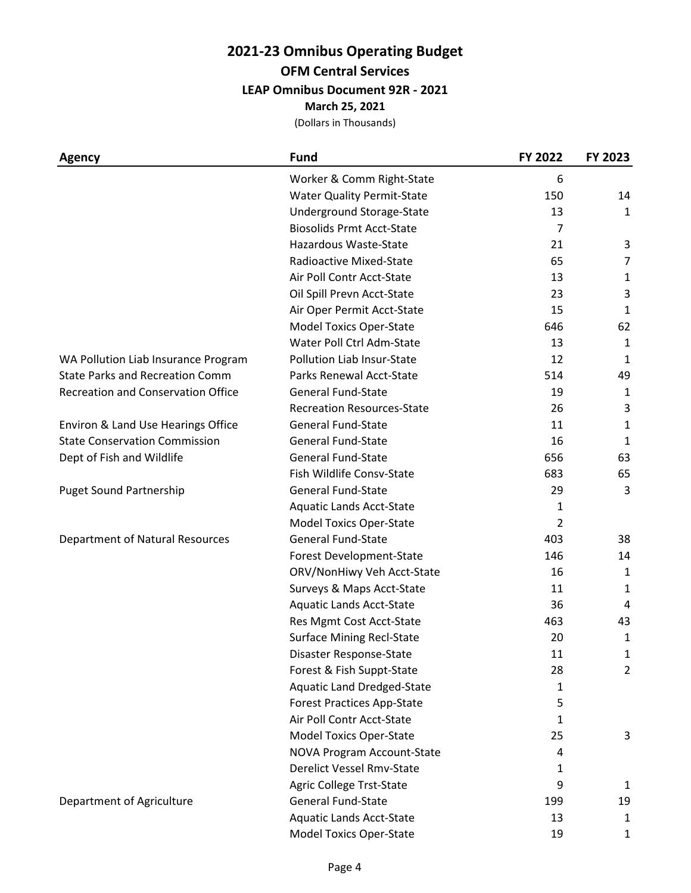# 2021-23 Omnibus Operating Budget

## OFM Central Services

### LEAP Omnibus Document 92R - 2021

**March 25, 2021**

(Dollars in Thousands)

| Agency | Fund | FY 2022 | FY 2023 |
|---|---|---|---|
| | Worker & Comm Right-State | 6 | |
| | Water Quality Permit-State | 150 | 14 |
| | Underground Storage-State | 13 | 1 |
| | Biosolids Prmt Acct-State | 7 | |
| | Hazardous Waste-State | 21 | 3 |
| | Radioactive Mixed-State | 65 | 7 |
| | Air Poll Contr Acct-State | 13 | 1 |
| | Oil Spill Prevn Acct-State | 23 | 3 |
| | Air Oper Permit Acct-State | 15 | 1 |
| | Model Toxics Oper-State | 646 | 62 |
| | Water Poll Ctrl Adm-State | 13 | 1 |
| WA Pollution Liab Insurance Program | Pollution Liab Insur-State | 12 | 1 |
| State Parks and Recreation Comm | Parks Renewal Acct-State | 514 | 49 |
| Recreation and Conservation Office | General Fund-State | 19 | 1 |
| | Recreation Resources-State | 26 | 3 |
| Environ & Land Use Hearings Office | General Fund-State | 11 | 1 |
| State Conservation Commission | General Fund-State | 16 | 1 |
| Dept of Fish and Wildlife | General Fund-State | 656 | 63 |
| | Fish Wildlife Consv-State | 683 | 65 |
| Puget Sound Partnership | General Fund-State | 29 | 3 |
| | Aquatic Lands Acct-State | 1 | |
| | Model Toxics Oper-State | 2 | |
| Department of Natural Resources | General Fund-State | 403 | 38 |
| | Forest Development-State | 146 | 14 |
| | ORV/NonHiwy Veh Acct-State | 16 | 1 |
| | Surveys & Maps Acct-State | 11 | 1 |
| | Aquatic Lands Acct-State | 36 | 4 |
| | Res Mgmt Cost Acct-State | 463 | 43 |
| | Surface Mining Recl-State | 20 | 1 |
| | Disaster Response-State | 11 | 1 |
| | Forest & Fish Suppt-State | 28 | 2 |
| | Aquatic Land Dredged-State | 1 | |
| | Forest Practices App-State | 5 | |
| | Air Poll Contr Acct-State | 1 | |
| | Model Toxics Oper-State | 25 | 3 |
| | NOVA Program Account-State | 4 | |
| | Derelict Vessel Rmv-State | 1 | |
| | Agric College Trst-State | 9 | 1 |
| Department of Agriculture | General Fund-State | 199 | 19 |
| | Aquatic Lands Acct-State | 13 | 1 |
| | Model Toxics Oper-State | 19 | 1 |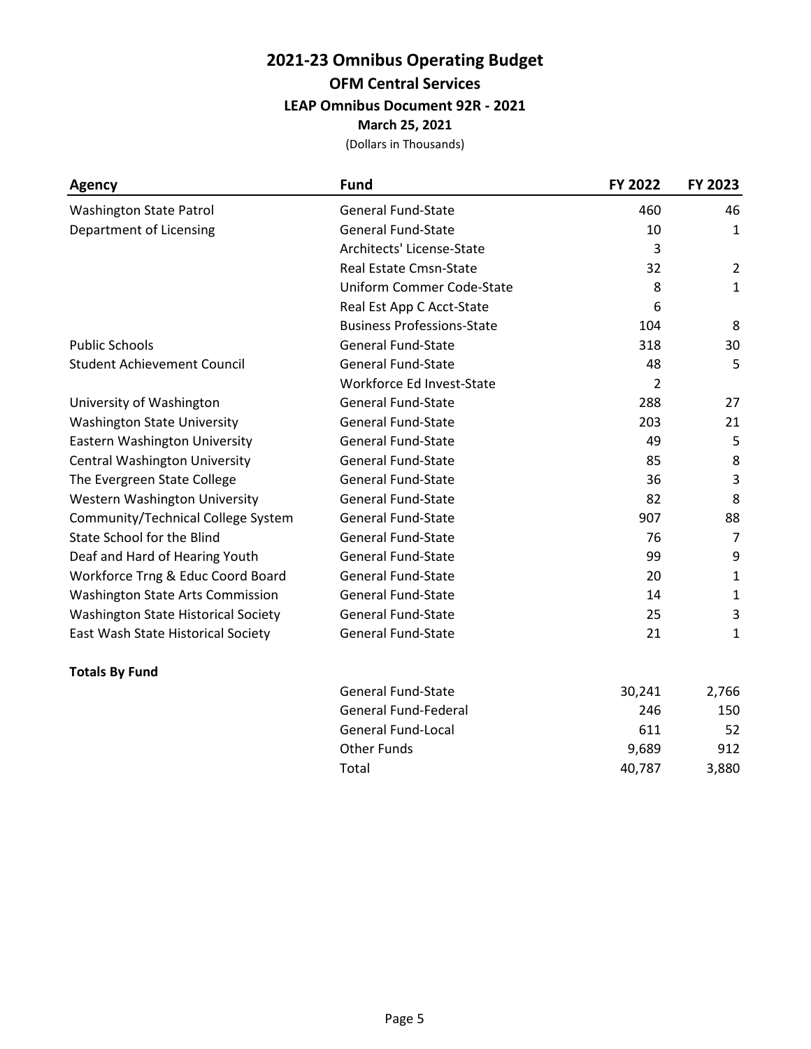# 2021-23 Omnibus Operating Budget

## OFM Central Services

### LEAP Omnibus Document 92R - 2021

**March 25, 2021**

(Dollars in Thousands)

| Agency | Fund | FY 2022 | FY 2023 |
|---|---|---|---|
| Washington State Patrol | General Fund-State | 460 | 46 |
| Department of Licensing | General Fund-State | 10 | 1 |
| | Architects' License-State | 3 | |
| | Real Estate Cmsn-State | 32 | 2 |
| | Uniform Commer Code-State | 8 | 1 |
| | Real Est App C Acct-State | 6 | |
| | Business Professions-State | 104 | 8 |
| Public Schools | General Fund-State | 318 | 30 |
| Student Achievement Council | General Fund-State | 48 | 5 |
| | Workforce Ed Invest-State | 2 | |
| University of Washington | General Fund-State | 288 | 27 |
| Washington State University | General Fund-State | 203 | 21 |
| Eastern Washington University | General Fund-State | 49 | 5 |
| Central Washington University | General Fund-State | 85 | 8 |
| The Evergreen State College | General Fund-State | 36 | 3 |
| Western Washington University | General Fund-State | 82 | 8 |
| Community/Technical College System | General Fund-State | 907 | 88 |
| State School for the Blind | General Fund-State | 76 | 7 |
| Deaf and Hard of Hearing Youth | General Fund-State | 99 | 9 |
| Workforce Trng & Educ Coord Board | General Fund-State | 20 | 1 |
| Washington State Arts Commission | General Fund-State | 14 | 1 |
| Washington State Historical Society | General Fund-State | 25 | 3 |
| East Wash State Historical Society | General Fund-State | 21 | 1 |
| **Totals By Fund** | | | |
| | General Fund-State | 30,241 | 2,766 |
| | General Fund-Federal | 246 | 150 |
| | General Fund-Local | 611 | 52 |
| | Other Funds | 9,689 | 912 |
| | Total | 40,787 | 3,880 |